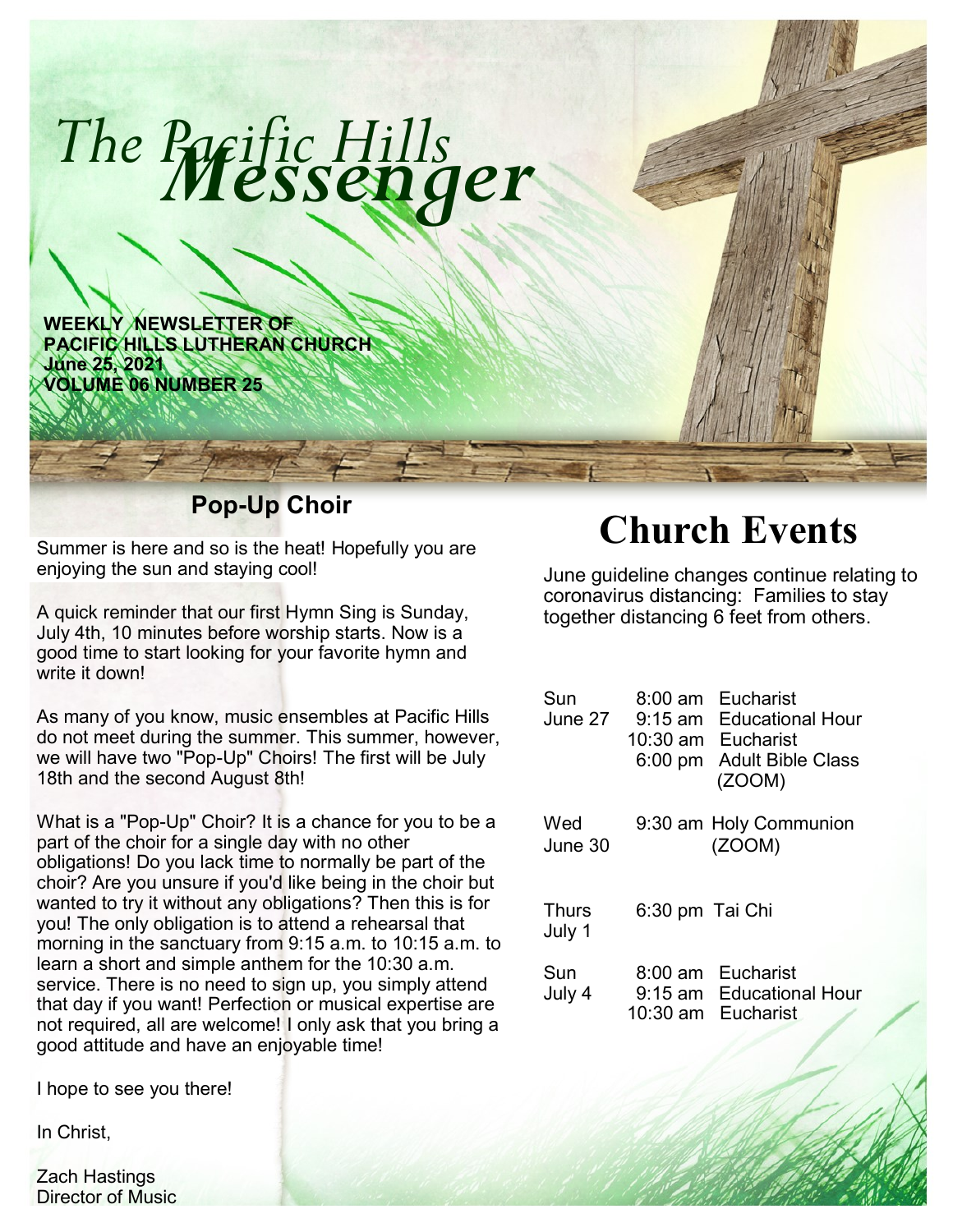# The Pacific Hills *Messenger*

**WEEKLY NEWSLETTER OF**
**PACIFIC HILLS LUTHERAN CHURCH**
**June 25, 2021**
**VOLUME 06 NUMBER 25**

## Pop-Up Choir

Summer is here and so is the heat! Hopefully you are enjoying the sun and staying cool!

A quick reminder that our first Hymn Sing is Sunday, July 4th, 10 minutes before worship starts. Now is a good time to start looking for your favorite hymn and write it down!

As many of you know, music ensembles at Pacific Hills do not meet during the summer. This summer, however, we will have two "Pop-Up" Choirs! The first will be July 18th and the second August 8th!

What is a "Pop-Up" Choir? It is a chance for you to be a part of the choir for a single day with no other obligations! Do you lack time to normally be part of the choir? Are you unsure if you'd like being in the choir but wanted to try it without any obligations? Then this is for you! The only obligation is to attend a rehearsal that morning in the sanctuary from 9:15 a.m. to 10:15 a.m. to learn a short and simple anthem for the 10:30 a.m. service. There is no need to sign up, you simply attend that day if you want! Perfection or musical expertise are not required, all are welcome! I only ask that you bring a good attitude and have an enjoyable time!

I hope to see you there!

In Christ,

Zach Hastings
Director of Music

# Church Events

June guideline changes continue relating to coronavirus distancing: Families to stay together distancing 6 feet from others.

| Day | Time | Event |
|---|---|---|
| Sun June 27 | 8:00 am | Eucharist |
| | 9:15 am | Educational Hour |
| | 10:30 am | Eucharist |
| | 6:00 pm | Adult Bible Class (ZOOM) |
| Wed June 30 | 9:30 am | Holy Communion (ZOOM) |
| Thurs July 1 | 6:30 pm | Tai Chi |
| Sun July 4 | 8:00 am | Eucharist |
| | 9:15 am | Educational Hour |
| | 10:30 am | Eucharist |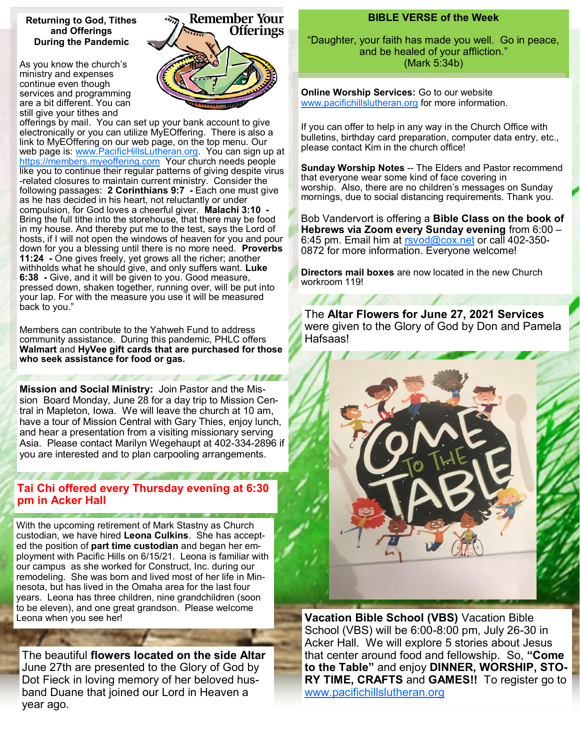## Returning to God, Tithes and Offerings During the Pandemic

Remember Your Offerings

As you know the church's ministry and expenses continue even though services and programming are a bit different. You can still give your tithes and offerings by mail. You can set up your bank account to give electronically or you can utilize MyEOffering. There is also a link to MyEOffering on our web page, on the top menu. Our web page is: www.PacificHillsLutheran.org. You can sign up at https://members.myeoffering.com Your church needs people like you to continue their regular patterns of giving despite virus -related closures to maintain current ministry. Consider the following passages: **2 Corinthians 9:7 -** Each one must give as he has decided in his heart, not reluctantly or under compulsion, for God loves a cheerful giver. **Malachi 3:10 -** Bring the full tithe into the storehouse, that there may be food in my house. And thereby put me to the test, says the Lord of hosts, if I will not open the windows of heaven for you and pour down for you a blessing until there is no more need. **Proverbs 11:24 -** One gives freely, yet grows all the richer; another withholds what he should give, and only suffers want. **Luke 6:38 -** Give, and it will be given to you. Good measure, pressed down, shaken together, running over, will be put into your lap. For with the measure you use it will be measured back to you."

Members can contribute to the Yahweh Fund to address community assistance. During this pandemic, PHLC offers **Walmart** and **HyVee gift cards that are purchased for those who seek assistance for food or gas.**

**Mission and Social Ministry:** Join Pastor and the Mission Board Monday, June 28 for a day trip to Mission Central in Mapleton, Iowa. We will leave the church at 10 am, have a tour of Mission Central with Gary Thies, enjoy lunch, and hear a presentation from a visiting missionary serving Asia. Please contact Marilyn Wegehaupt at 402-334-2896 if you are interested and to plan carpooling arrangements.

**Tai Chi offered every Thursday evening at 6:30 pm in Acker Hall**

With the upcoming retirement of Mark Stastny as Church custodian, we have hired **Leona Culkins**. She has accepted the position of **part time custodian** and began her employment with Pacific Hills on 6/15/21. Leona is familiar with our campus as she worked for Construct, Inc. during our remodeling. She was born and lived most of her life in Minnesota, but has lived in the Omaha area for the last four years. Leona has three children, nine grandchildren (soon to be eleven), and one great grandson. Please welcome Leona when you see her!

The beautiful **flowers located on the side Altar** June 27th are presented to the Glory of God by Dot Fieck in loving memory of her beloved husband Duane that joined our Lord in Heaven a year ago.

## BIBLE VERSE of the Week

"Daughter, your faith has made you well. Go in peace, and be healed of your affliction."
(Mark 5:34b)

**Online Worship Services:** Go to our website www.pacifichillslutheran.org for more information.

If you can offer to help in any way in the Church Office with bulletins, birthday card preparation, computer data entry, etc., please contact Kim in the church office!

**Sunday Worship Notes** -- The Elders and Pastor recommend that everyone wear some kind of face covering in worship. Also, there are no children's messages on Sunday mornings, due to social distancing requirements. Thank you.

Bob Vandervort is offering a **Bible Class on the book of Hebrews via Zoom every Sunday evening** from 6:00 – 6:45 pm. Email him at rsvod@cox.net or call 402-350-0872 for more information. Everyone welcome!

**Directors mail boxes** are now located in the new Church workroom 119!

The **Altar Flowers for June 27, 2021 Services** were given to the Glory of God by Don and Pamela Hafsaas!

COME TO THE TABLE

**Vacation Bible School (VBS)** Vacation Bible School (VBS) will be 6:00-8:00 pm, July 26-30 in Acker Hall. We will explore 5 stories about Jesus that center around food and fellowship. So, **"Come to the Table"** and enjoy **DINNER, WORSHIP, STORY TIME, CRAFTS** and **GAMES!!** To register go to www.pacifichillslutheran.org